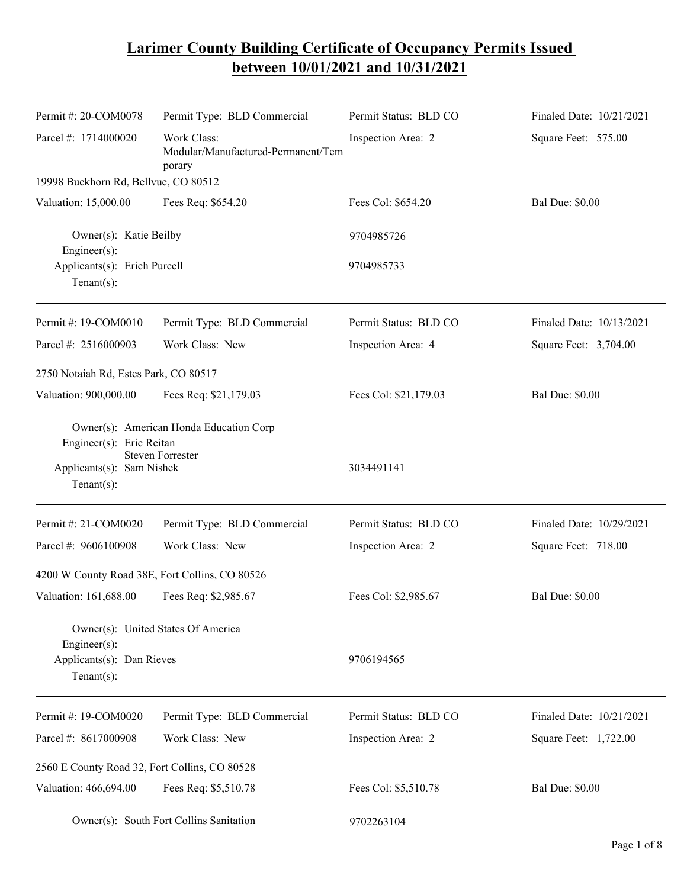# Larimer County Building Certificate of Occupancy Permits Issued between 10/01/2021 and 10/31/2021

| | | | |
|---|---|---|---|
| Permit #: 20-COM0078 | Permit Type: BLD Commercial | Permit Status: BLD CO | Finaled Date: 10/21/2021 |
| Parcel #: 1714000020 | Work Class: Modular/Manufactured-Permanent/Temporary | Inspection Area: 2 | Square Feet: 575.00 |
| 19998 Buckhorn Rd, Bellvue, CO 80512 | | | |
| Valuation: 15,000.00 | Fees Req: $654.20 | Fees Col: $654.20 | Bal Due: $0.00 |

Owner(s): Katie Beilby 9704985726
Engineer(s):
Applicants(s): Erich Purcell 9704985733
Tenant(s):

---

| | | | |
|---|---|---|---|
| Permit #: 19-COM0010 | Permit Type: BLD Commercial | Permit Status: BLD CO | Finaled Date: 10/13/2021 |
| Parcel #: 2516000903 | Work Class: New | Inspection Area: 4 | Square Feet: 3,704.00 |
| 2750 Notaiah Rd, Estes Park, CO 80517 | | | |
| Valuation: 900,000.00 | Fees Req: $21,179.03 | Fees Col: $21,179.03 | Bal Due: $0.00 |

Owner(s): American Honda Education Corp
Engineer(s): Eric Reitan
Steven Forrester
Applicants(s): Sam Nishek 3034491141
Tenant(s):

---

| | | | |
|---|---|---|---|
| Permit #: 21-COM0020 | Permit Type: BLD Commercial | Permit Status: BLD CO | Finaled Date: 10/29/2021 |
| Parcel #: 9606100908 | Work Class: New | Inspection Area: 2 | Square Feet: 718.00 |
| 4200 W County Road 38E, Fort Collins, CO 80526 | | | |
| Valuation: 161,688.00 | Fees Req: $2,985.67 | Fees Col: $2,985.67 | Bal Due: $0.00 |

Owner(s): United States Of America
Engineer(s):
Applicants(s): Dan Rieves 9706194565
Tenant(s):

---

| | | | |
|---|---|---|---|
| Permit #: 19-COM0020 | Permit Type: BLD Commercial | Permit Status: BLD CO | Finaled Date: 10/21/2021 |
| Parcel #: 8617000908 | Work Class: New | Inspection Area: 2 | Square Feet: 1,722.00 |
| 2560 E County Road 32, Fort Collins, CO 80528 | | | |
| Valuation: 466,694.00 | Fees Req: $5,510.78 | Fees Col: $5,510.78 | Bal Due: $0.00 |

Owner(s): South Fort Collins Sanitation 9702263104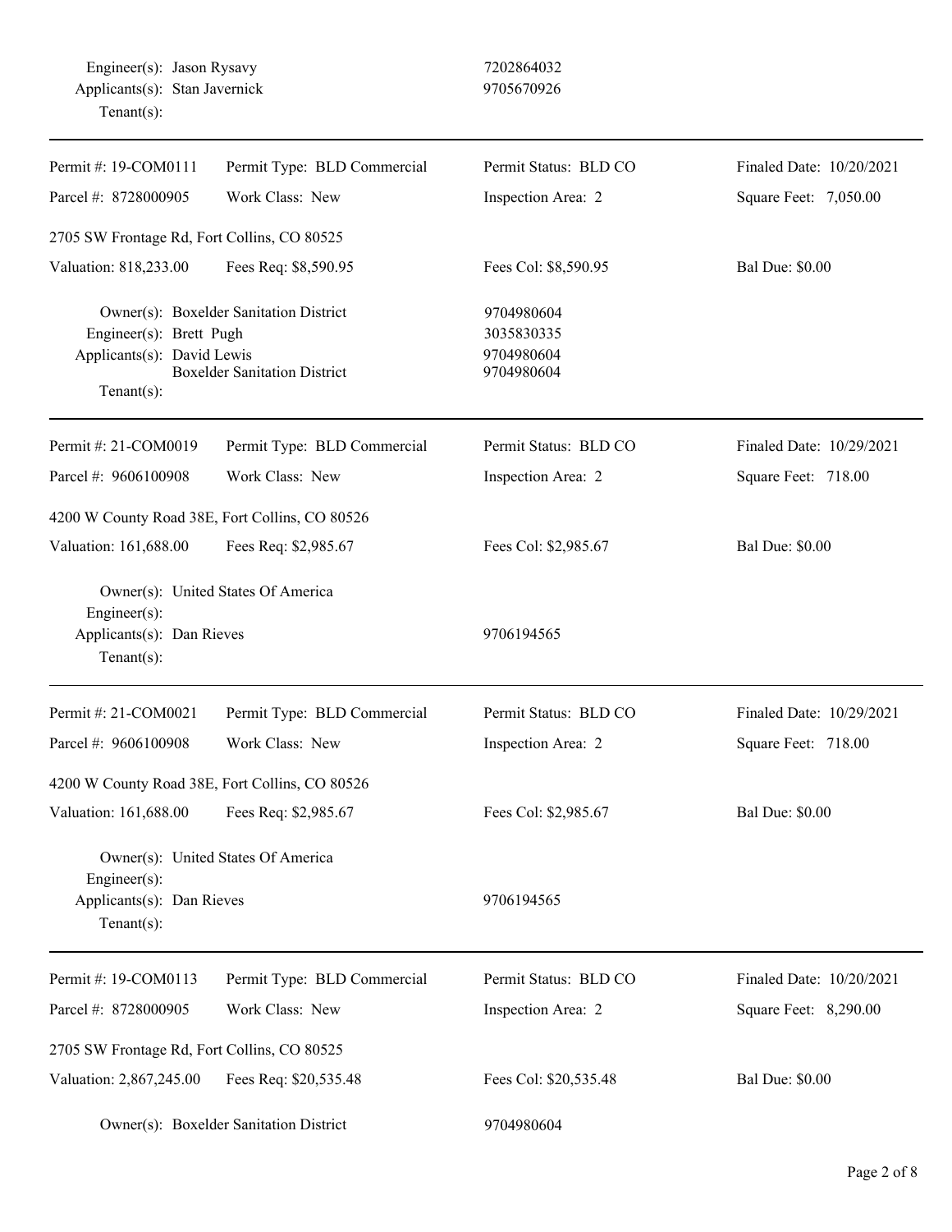Engineer(s): Jason Rysavy 7202864032
Applicants(s): Stan Javernick 9705670926
Tenant(s):

---

| Permit #: 19-COM0111 | Permit Type: BLD Commercial | Permit Status: BLD CO | Finaled Date: 10/20/2021 |
|---|---|---|---|
| Parcel #: 8728000905 | Work Class: New | Inspection Area: 2 | Square Feet: 7,050.00 |

2705 SW Frontage Rd, Fort Collins, CO 80525

| Valuation: 818,233.00 | Fees Req: $8,590.95 | Fees Col: $8,590.95 | Bal Due: $0.00 |
|---|---|---|---|

Owner(s): Boxelder Sanitation District 9704980604
Engineer(s): Brett Pugh 3035830335
Applicants(s): David Lewis 9704980604
Boxelder Sanitation District 9704980604
Tenant(s):

---

| Permit #: 21-COM0019 | Permit Type: BLD Commercial | Permit Status: BLD CO | Finaled Date: 10/29/2021 |
|---|---|---|---|
| Parcel #: 9606100908 | Work Class: New | Inspection Area: 2 | Square Feet: 718.00 |

4200 W County Road 38E, Fort Collins, CO 80526

| Valuation: 161,688.00 | Fees Req: $2,985.67 | Fees Col: $2,985.67 | Bal Due: $0.00 |
|---|---|---|---|

Owner(s): United States Of America
Engineer(s):
Applicants(s): Dan Rieves 9706194565
Tenant(s):

---

| Permit #: 21-COM0021 | Permit Type: BLD Commercial | Permit Status: BLD CO | Finaled Date: 10/29/2021 |
|---|---|---|---|
| Parcel #: 9606100908 | Work Class: New | Inspection Area: 2 | Square Feet: 718.00 |

4200 W County Road 38E, Fort Collins, CO 80526

| Valuation: 161,688.00 | Fees Req: $2,985.67 | Fees Col: $2,985.67 | Bal Due: $0.00 |
|---|---|---|---|

Owner(s): United States Of America
Engineer(s):
Applicants(s): Dan Rieves 9706194565
Tenant(s):

---

| Permit #: 19-COM0113 | Permit Type: BLD Commercial | Permit Status: BLD CO | Finaled Date: 10/20/2021 |
|---|---|---|---|
| Parcel #: 8728000905 | Work Class: New | Inspection Area: 2 | Square Feet: 8,290.00 |

2705 SW Frontage Rd, Fort Collins, CO 80525

| Valuation: 2,867,245.00 | Fees Req: $20,535.48 | Fees Col: $20,535.48 | Bal Due: $0.00 |
|---|---|---|---|

Owner(s): Boxelder Sanitation District 9704980604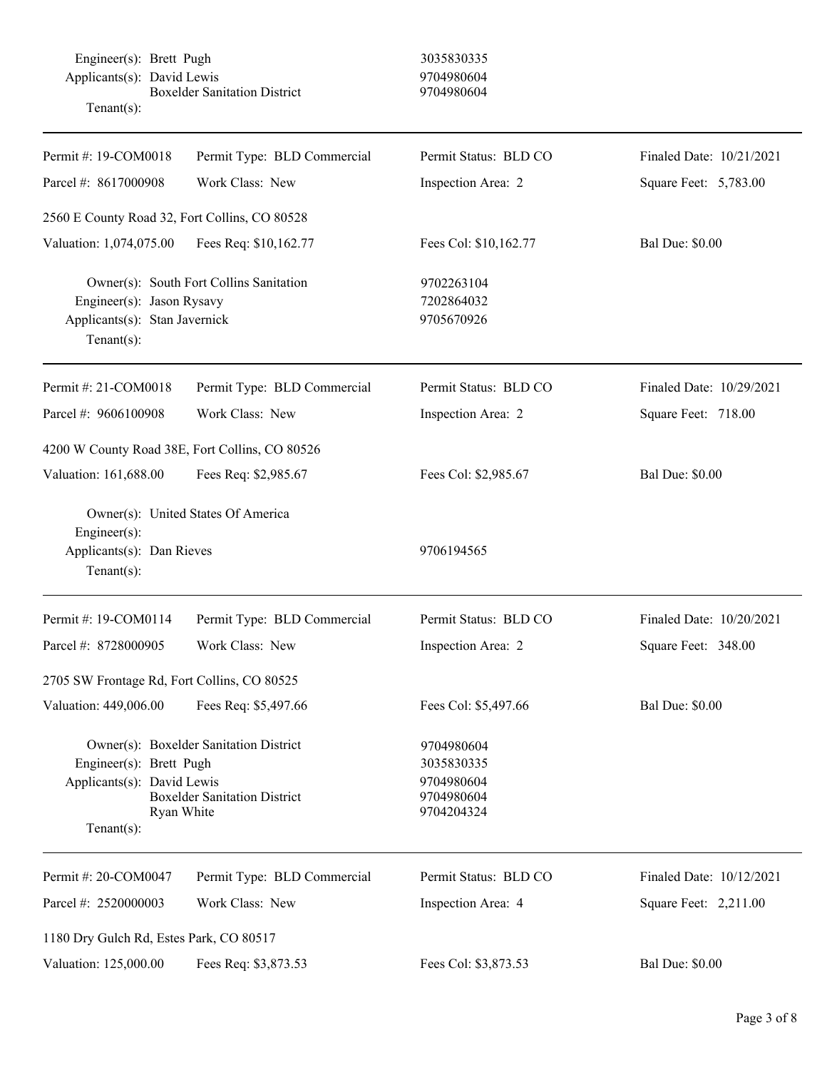Engineer(s): Brett Pugh 3035830335
Applicants(s): David Lewis 9704980604
Boxelder Sanitation District 9704980604
Tenant(s):

---

| Permit #: 19-COM0018 | Permit Type: BLD Commercial | Permit Status: BLD CO | Finaled Date: 10/21/2021 |
|---|---|---|---|
| Parcel #: 8617000908 | Work Class: New | Inspection Area: 2 | Square Feet: 5,783.00 |

2560 E County Road 32, Fort Collins, CO 80528

| Valuation: 1,074,075.00 | Fees Req: $10,162.77 | Fees Col: $10,162.77 | Bal Due: $0.00 |
|---|---|---|---|

Owner(s): South Fort Collins Sanitation 9702263104
Engineer(s): Jason Rysavy 7202864032
Applicants(s): Stan Javernick 9705670926
Tenant(s):

---

| Permit #: 21-COM0018 | Permit Type: BLD Commercial | Permit Status: BLD CO | Finaled Date: 10/29/2021 |
|---|---|---|---|
| Parcel #: 9606100908 | Work Class: New | Inspection Area: 2 | Square Feet: 718.00 |

4200 W County Road 38E, Fort Collins, CO 80526

| Valuation: 161,688.00 | Fees Req: $2,985.67 | Fees Col: $2,985.67 | Bal Due: $0.00 |
|---|---|---|---|

Owner(s): United States Of America
Engineer(s):
Applicants(s): Dan Rieves 9706194565
Tenant(s):

---

| Permit #: 19-COM0114 | Permit Type: BLD Commercial | Permit Status: BLD CO | Finaled Date: 10/20/2021 |
|---|---|---|---|
| Parcel #: 8728000905 | Work Class: New | Inspection Area: 2 | Square Feet: 348.00 |

2705 SW Frontage Rd, Fort Collins, CO 80525

| Valuation: 449,006.00 | Fees Req: $5,497.66 | Fees Col: $5,497.66 | Bal Due: $0.00 |
|---|---|---|---|

Owner(s): Boxelder Sanitation District 9704980604
Engineer(s): Brett Pugh 3035830335
Applicants(s): David Lewis 9704980604
Boxelder Sanitation District 9704980604
Ryan White 9704204324
Tenant(s):

---

| Permit #: 20-COM0047 | Permit Type: BLD Commercial | Permit Status: BLD CO | Finaled Date: 10/12/2021 |
|---|---|---|---|
| Parcel #: 2520000003 | Work Class: New | Inspection Area: 4 | Square Feet: 2,211.00 |

1180 Dry Gulch Rd, Estes Park, CO 80517

| Valuation: 125,000.00 | Fees Req: $3,873.53 | Fees Col: $3,873.53 | Bal Due: $0.00 |
|---|---|---|---|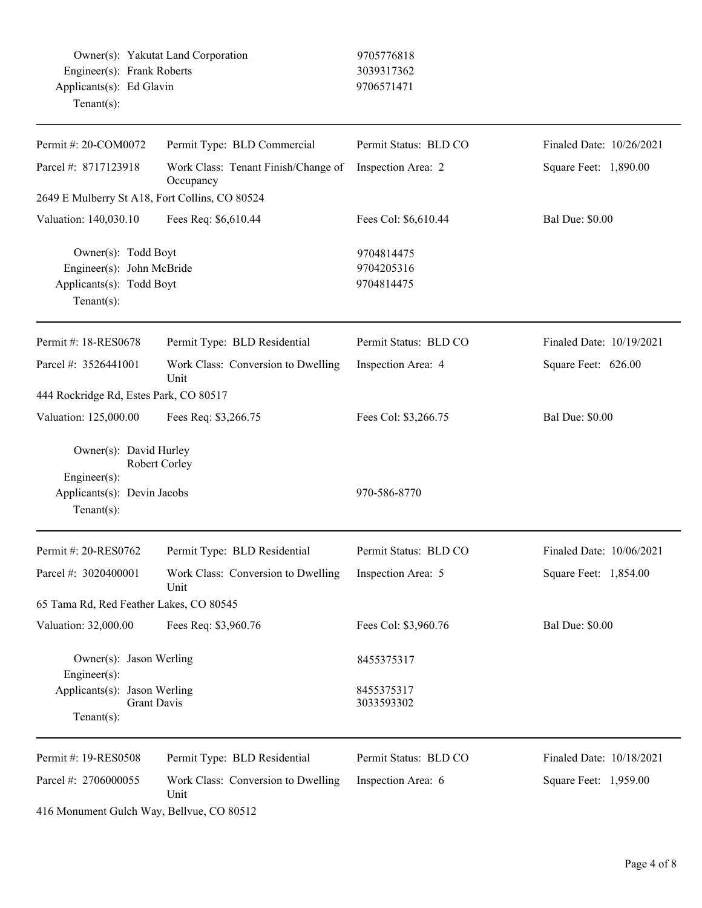| | | |
|---|---|---|
| Owner(s): | Yakutat Land Corporation | 9705776818 |
| Engineer(s): | Frank Roberts | 3039317362 |
| Applicants(s): | Ed Glavin | 9706571471 |
| Tenant(s): | | |

---

| | | | |
|---|---|---|---|
| Permit #: 20-COM0072 | Permit Type: BLD Commercial | Permit Status: BLD CO | Finaled Date: 10/26/2021 |
| Parcel #: 8717123918 | Work Class: Tenant Finish/Change of Occupancy | Inspection Area: 2 | Square Feet: 1,890.00 |
| 2649 E Mulberry St A18, Fort Collins, CO 80524 | | | |
| Valuation: 140,030.10 | Fees Req: $6,610.44 | Fees Col: $6,610.44 | Bal Due: $0.00 |

| | | |
|---|---|---|
| Owner(s): | Todd Boyt | 9704814475 |
| Engineer(s): | John McBride | 9704205316 |
| Applicants(s): | Todd Boyt | 9704814475 |
| Tenant(s): | | |

---

| | | | |
|---|---|---|---|
| Permit #: 18-RES0678 | Permit Type: BLD Residential | Permit Status: BLD CO | Finaled Date: 10/19/2021 |
| Parcel #: 3526441001 | Work Class: Conversion to Dwelling Unit | Inspection Area: 4 | Square Feet: 626.00 |
| 444 Rockridge Rd, Estes Park, CO 80517 | | | |
| Valuation: 125,000.00 | Fees Req: $3,266.75 | Fees Col: $3,266.75 | Bal Due: $0.00 |

| | | |
|---|---|---|
| Owner(s): | David Hurley<br>Robert Corley | |
| Engineer(s): | | |
| Applicants(s): | Devin Jacobs | 970-586-8770 |
| Tenant(s): | | |

---

| | | | |
|---|---|---|---|
| Permit #: 20-RES0762 | Permit Type: BLD Residential | Permit Status: BLD CO | Finaled Date: 10/06/2021 |
| Parcel #: 3020400001 | Work Class: Conversion to Dwelling Unit | Inspection Area: 5 | Square Feet: 1,854.00 |
| 65 Tama Rd, Red Feather Lakes, CO 80545 | | | |
| Valuation: 32,000.00 | Fees Req: $3,960.76 | Fees Col: $3,960.76 | Bal Due: $0.00 |

| | | |
|---|---|---|
| Owner(s): | Jason Werling | 8455375317 |
| Engineer(s): | | |
| Applicants(s): | Jason Werling<br>Grant Davis | 8455375317<br>3033593302 |
| Tenant(s): | | |

---

| | | | |
|---|---|---|---|
| Permit #: 19-RES0508 | Permit Type: BLD Residential | Permit Status: BLD CO | Finaled Date: 10/18/2021 |
| Parcel #: 2706000055 | Work Class: Conversion to Dwelling Unit | Inspection Area: 6 | Square Feet: 1,959.00 |
| 416 Monument Gulch Way, Bellvue, CO 80512 | | | |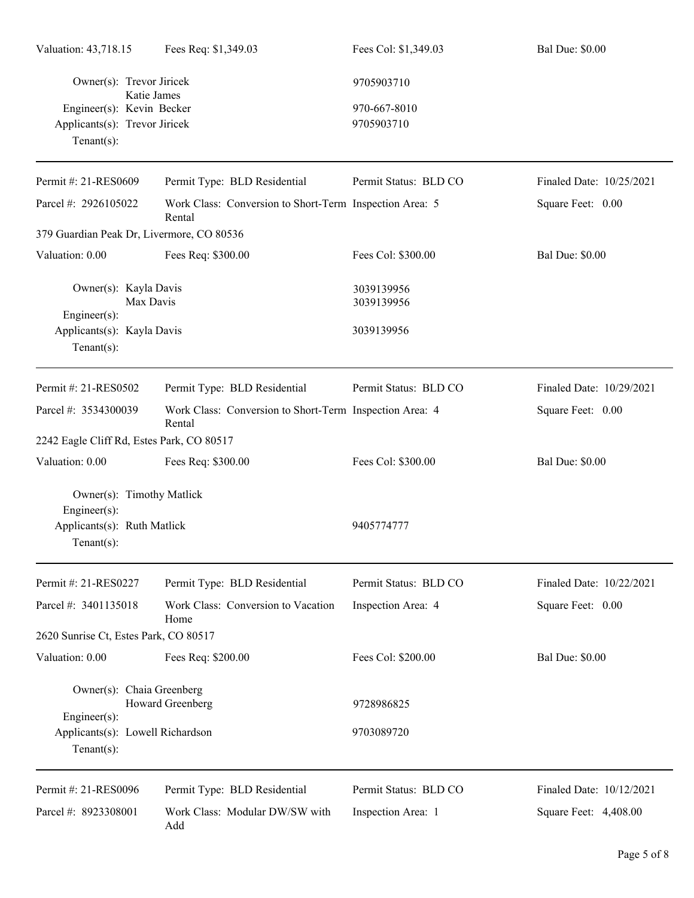| Valuation: 43,718.15 | Fees Req: $1,349.03 | Fees Col: $1,349.03 | Bal Due: $0.00 |
|---|---|---|---|

Owner(s): Trevor Jiricek — 9705903710
Katie James
Engineer(s): Kevin Becker — 970-667-8010
Applicants(s): Trevor Jiricek — 9705903710
Tenant(s):

---

| Permit #: 21-RES0609 | Permit Type: BLD Residential | Permit Status: BLD CO | Finaled Date: 10/25/2021 |
|---|---|---|---|
| Parcel #: 2926105022 | Work Class: Conversion to Short-Term Rental | Inspection Area: 5 | Square Feet: 0.00 |

379 Guardian Peak Dr, Livermore, CO 80536

| Valuation: 0.00 | Fees Req: $300.00 | Fees Col: $300.00 | Bal Due: $0.00 |
|---|---|---|---|

Owner(s): Kayla Davis — 3039139956
Max Davis — 3039139956
Engineer(s):
Applicants(s): Kayla Davis — 3039139956
Tenant(s):

---

| Permit #: 21-RES0502 | Permit Type: BLD Residential | Permit Status: BLD CO | Finaled Date: 10/29/2021 |
|---|---|---|---|
| Parcel #: 3534300039 | Work Class: Conversion to Short-Term Rental | Inspection Area: 4 | Square Feet: 0.00 |

2242 Eagle Cliff Rd, Estes Park, CO 80517

| Valuation: 0.00 | Fees Req: $300.00 | Fees Col: $300.00 | Bal Due: $0.00 |
|---|---|---|---|

Owner(s): Timothy Matlick
Engineer(s):
Applicants(s): Ruth Matlick — 9405774777
Tenant(s):

---

| Permit #: 21-RES0227 | Permit Type: BLD Residential | Permit Status: BLD CO | Finaled Date: 10/22/2021 |
|---|---|---|---|
| Parcel #: 3401135018 | Work Class: Conversion to Vacation Home | Inspection Area: 4 | Square Feet: 0.00 |

2620 Sunrise Ct, Estes Park, CO 80517

| Valuation: 0.00 | Fees Req: $200.00 | Fees Col: $200.00 | Bal Due: $0.00 |
|---|---|---|---|

Owner(s): Chaia Greenberg
Howard Greenberg — 9728986825
Engineer(s):
Applicants(s): Lowell Richardson — 9703089720
Tenant(s):

---

| Permit #: 21-RES0096 | Permit Type: BLD Residential | Permit Status: BLD CO | Finaled Date: 10/12/2021 |
|---|---|---|---|
| Parcel #: 8923308001 | Work Class: Modular DW/SW with Add | Inspection Area: 1 | Square Feet: 4,408.00 |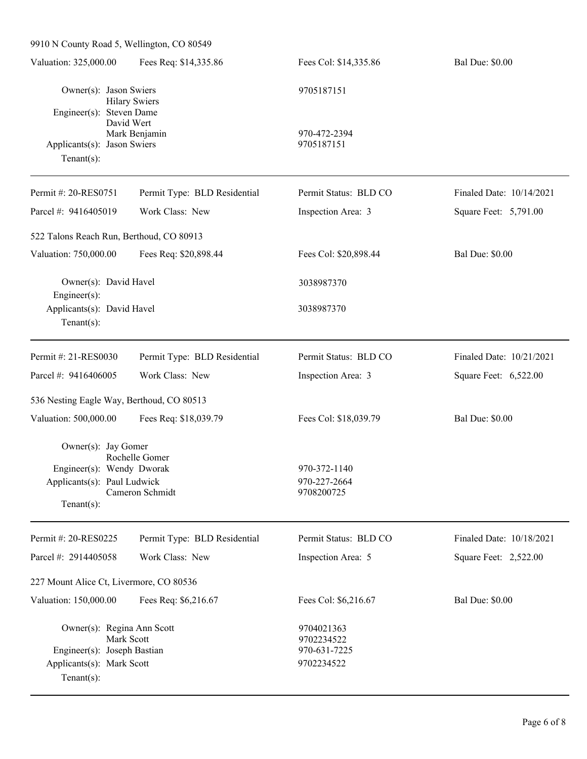9910 N County Road 5, Wellington, CO 80549

| | | | |
|---|---|---|---|
| Valuation: 325,000.00 | Fees Req: $14,335.86 | Fees Col: $14,335.86 | Bal Due: $0.00 |

Owner(s): Jason Swiers — 9705187151
Hilary Swiers
Engineer(s): Steven Dame
David Wert
Mark Benjamin — 970-472-2394
Applicants(s): Jason Swiers — 9705187151
Tenant(s):

---

| | | | |
|---|---|---|---|
| Permit #: 20-RES0751 | Permit Type: BLD Residential | Permit Status: BLD CO | Finaled Date: 10/14/2021 |
| Parcel #: 9416405019 | Work Class: New | Inspection Area: 3 | Square Feet: 5,791.00 |

522 Talons Reach Run, Berthoud, CO 80913

| | | | |
|---|---|---|---|
| Valuation: 750,000.00 | Fees Req: $20,898.44 | Fees Col: $20,898.44 | Bal Due: $0.00 |

Owner(s): David Havel — 3038987370
Engineer(s):
Applicants(s): David Havel — 3038987370
Tenant(s):

---

| | | | |
|---|---|---|---|
| Permit #: 21-RES0030 | Permit Type: BLD Residential | Permit Status: BLD CO | Finaled Date: 10/21/2021 |
| Parcel #: 9416406005 | Work Class: New | Inspection Area: 3 | Square Feet: 6,522.00 |

536 Nesting Eagle Way, Berthoud, CO 80513

| | | | |
|---|---|---|---|
| Valuation: 500,000.00 | Fees Req: $18,039.79 | Fees Col: $18,039.79 | Bal Due: $0.00 |

Owner(s): Jay Gomer
Rochelle Gomer
Engineer(s): Wendy Dworak — 970-372-1140
Applicants(s): Paul Ludwick — 970-227-2664
Cameron Schmidt — 9708200725
Tenant(s):

---

| | | | |
|---|---|---|---|
| Permit #: 20-RES0225 | Permit Type: BLD Residential | Permit Status: BLD CO | Finaled Date: 10/18/2021 |
| Parcel #: 2914405058 | Work Class: New | Inspection Area: 5 | Square Feet: 2,522.00 |

227 Mount Alice Ct, Livermore, CO 80536

| | | | |
|---|---|---|---|
| Valuation: 150,000.00 | Fees Req: $6,216.67 | Fees Col: $6,216.67 | Bal Due: $0.00 |

Owner(s): Regina Ann Scott — 9704021363
Mark Scott — 9702234522
Engineer(s): Joseph Bastian — 970-631-7225
Applicants(s): Mark Scott — 9702234522
Tenant(s):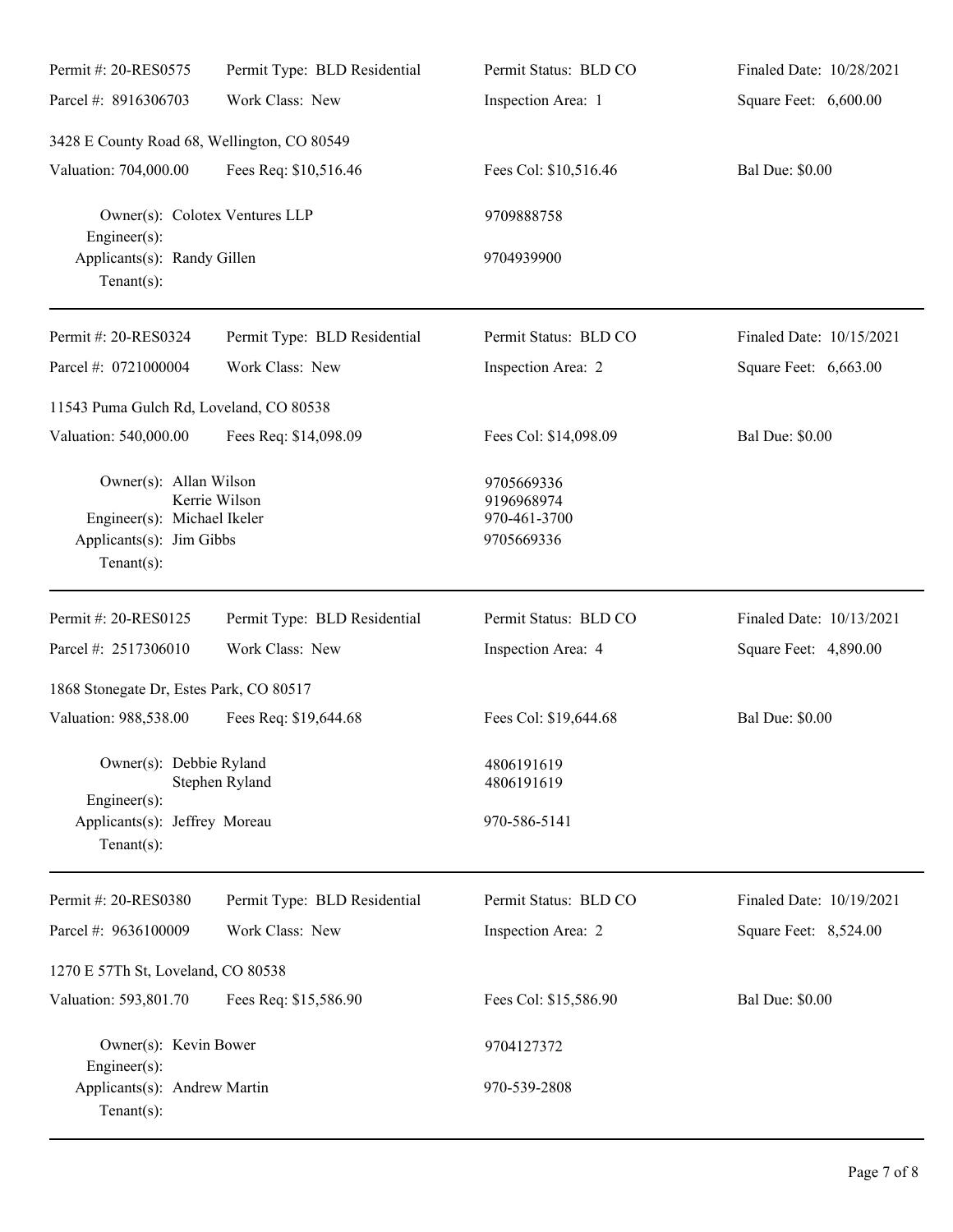Permit #: 20-RES0575 | Permit Type: BLD Residential | Permit Status: BLD CO | Finaled Date: 10/28/2021
Parcel #: 8916306703 | Work Class: New | Inspection Area: 1 | Square Feet: 6,600.00

3428 E County Road 68, Wellington, CO 80549

Valuation: 704,000.00 | Fees Req: $10,516.46 | Fees Col: $10,516.46 | Bal Due: $0.00

Owner(s): Colotex Ventures LLP — 9709888758
Engineer(s):
Applicants(s): Randy Gillen — 9704939900
Tenant(s):

---

Permit #: 20-RES0324 | Permit Type: BLD Residential | Permit Status: BLD CO | Finaled Date: 10/15/2021
Parcel #: 0721000004 | Work Class: New | Inspection Area: 2 | Square Feet: 6,663.00

11543 Puma Gulch Rd, Loveland, CO 80538

Valuation: 540,000.00 | Fees Req: $14,098.09 | Fees Col: $14,098.09 | Bal Due: $0.00

Owner(s): Allan Wilson — 9705669336
Kerrie Wilson — 9196968974
Engineer(s): Michael Ikeler — 970-461-3700
Applicants(s): Jim Gibbs — 9705669336
Tenant(s):

---

Permit #: 20-RES0125 | Permit Type: BLD Residential | Permit Status: BLD CO | Finaled Date: 10/13/2021
Parcel #: 2517306010 | Work Class: New | Inspection Area: 4 | Square Feet: 4,890.00

1868 Stonegate Dr, Estes Park, CO 80517

Valuation: 988,538.00 | Fees Req: $19,644.68 | Fees Col: $19,644.68 | Bal Due: $0.00

Owner(s): Debbie Ryland — 4806191619
Stephen Ryland — 4806191619
Engineer(s):
Applicants(s): Jeffrey Moreau — 970-586-5141
Tenant(s):

---

Permit #: 20-RES0380 | Permit Type: BLD Residential | Permit Status: BLD CO | Finaled Date: 10/19/2021
Parcel #: 9636100009 | Work Class: New | Inspection Area: 2 | Square Feet: 8,524.00

1270 E 57Th St, Loveland, CO 80538

Valuation: 593,801.70 | Fees Req: $15,586.90 | Fees Col: $15,586.90 | Bal Due: $0.00

Owner(s): Kevin Bower — 9704127372
Engineer(s):
Applicants(s): Andrew Martin — 970-539-2808
Tenant(s):

---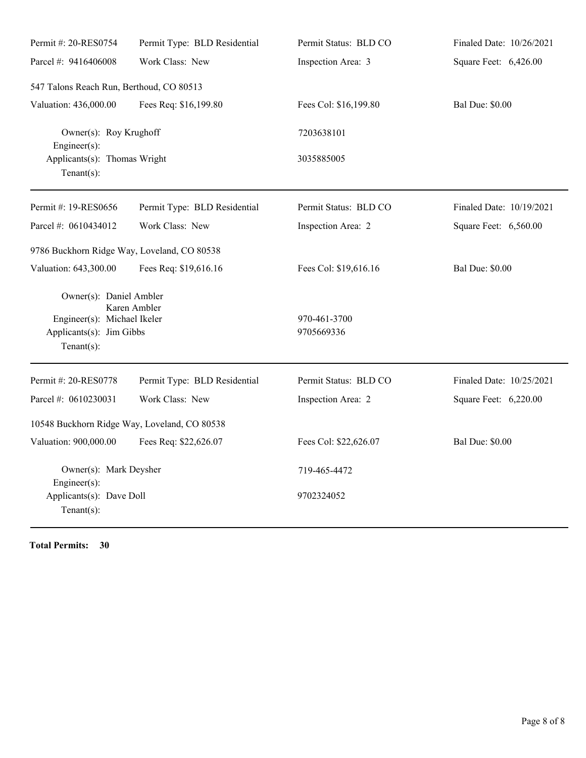| | | | |
|---|---|---|---|
| Permit #: 20-RES0754 | Permit Type: BLD Residential | Permit Status: BLD CO | Finaled Date: 10/26/2021 |
| Parcel #: 9416406008 | Work Class: New | Inspection Area: 3 | Square Feet: 6,426.00 |
| 547 Talons Reach Run, Berthoud, CO 80513 | | | |
| Valuation: 436,000.00 | Fees Req: $16,199.80 | Fees Col: $16,199.80 | Bal Due: $0.00 |
| Owner(s): Roy Krughoff | | 7203638101 | |
| Engineer(s): | | | |
| Applicants(s): Thomas Wright | | 3035885005 | |
| Tenant(s): | | | |

---

| | | | |
|---|---|---|---|
| Permit #: 19-RES0656 | Permit Type: BLD Residential | Permit Status: BLD CO | Finaled Date: 10/19/2021 |
| Parcel #: 0610434012 | Work Class: New | Inspection Area: 2 | Square Feet: 6,560.00 |
| 9786 Buckhorn Ridge Way, Loveland, CO 80538 | | | |
| Valuation: 643,300.00 | Fees Req: $19,616.16 | Fees Col: $19,616.16 | Bal Due: $0.00 |
| Owner(s): Daniel Ambler<br>Karen Ambler | | | |
| Engineer(s): Michael Ikeler | | 970-461-3700 | |
| Applicants(s): Jim Gibbs | | 9705669336 | |
| Tenant(s): | | | |

---

| | | | |
|---|---|---|---|
| Permit #: 20-RES0778 | Permit Type: BLD Residential | Permit Status: BLD CO | Finaled Date: 10/25/2021 |
| Parcel #: 0610230031 | Work Class: New | Inspection Area: 2 | Square Feet: 6,220.00 |
| 10548 Buckhorn Ridge Way, Loveland, CO 80538 | | | |
| Valuation: 900,000.00 | Fees Req: $22,626.07 | Fees Col: $22,626.07 | Bal Due: $0.00 |
| Owner(s): Mark Deysher | | 719-465-4472 | |
| Engineer(s): | | | |
| Applicants(s): Dave Doll | | 9702324052 | |
| Tenant(s): | | | |

---

**Total Permits: 30**